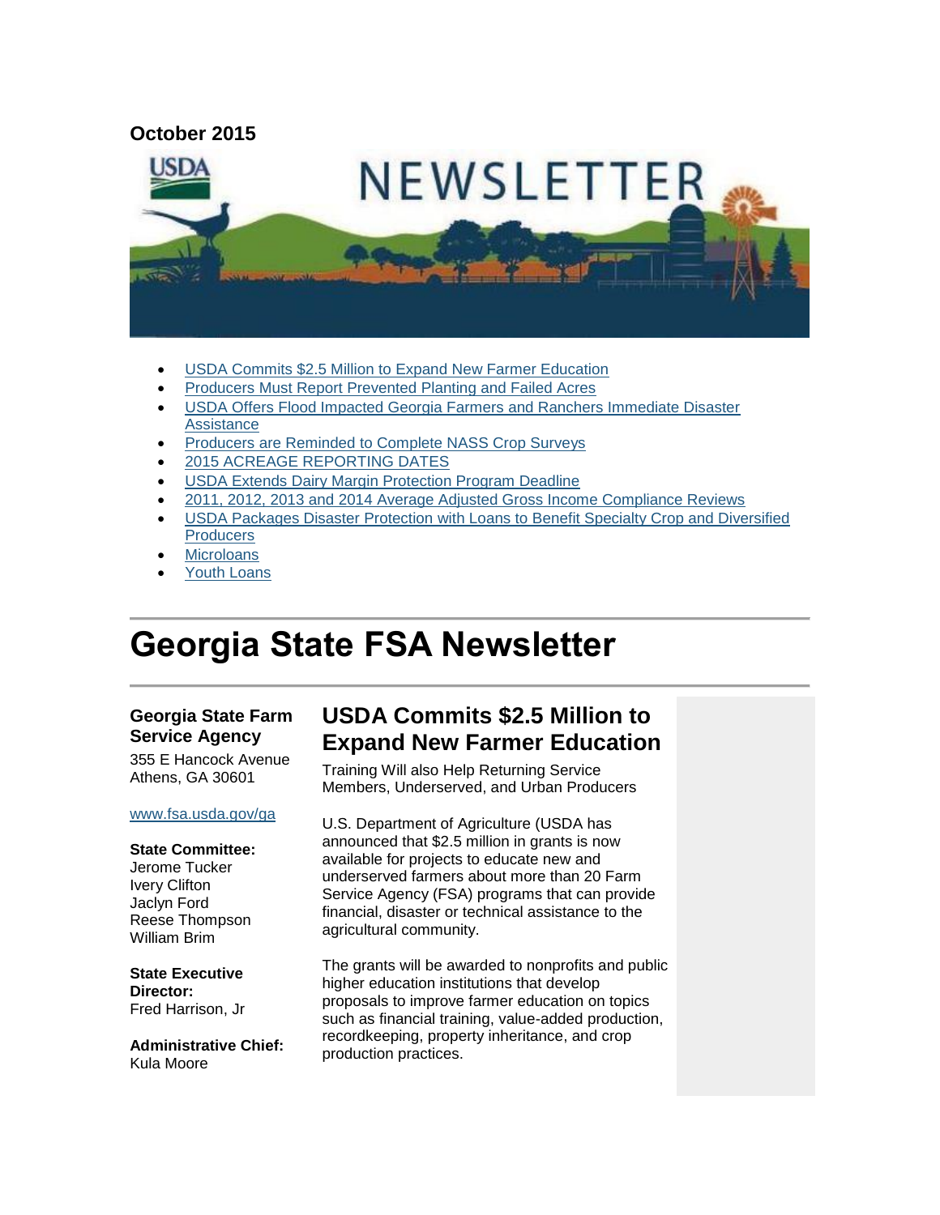October 2015

- USDA Commits $2.5 Million to Expand New Farmer Education
- Producers Must Report Prevented Planting and Failed Acres
- USDA Offers Flood Impacted Georgia Farmers and Ranchers Immediate Disaster Assistance
- Producers are Reminded to Complete NASS Crop Surveys
- 2015 ACREAGE REPORTING DATES
- USDA Extends Dairy Margin Protection Program Deadline
- 2011, 2012, 2013 and 2014 Average Adjusted Gross Income Compliance Reviews
- USDA Packages Disaster Protection with Loans to Benefit Specialty Crop and Diversified Producers
- Microloans
- Youth Loans

# Georgia State FSA Newsletter

**Georgia State Farm Service Agency**

355 E Hancock Avenue
Athens, GA 30601

www.fsa.usda.gov/ga

**State Committee:**
Jerome Tucker
Ivery Clifton
Jaclyn Ford
Reese Thompson
William Brim

**State Executive Director:**
Fred Harrison, Jr

**Administrative Chief:**
Kula Moore

## USDA Commits $2.5 Million to Expand New Farmer Education

Training Will also Help Returning Service Members, Underserved, and Urban Producers

U.S. Department of Agriculture (USDA has announced that $2.5 million in grants is now available for projects to educate new and underserved farmers about more than 20 Farm Service Agency (FSA) programs that can provide financial, disaster or technical assistance to the agricultural community.

The grants will be awarded to nonprofits and public higher education institutions that develop proposals to improve farmer education on topics such as financial training, value-added production, recordkeeping, property inheritance, and crop production practices.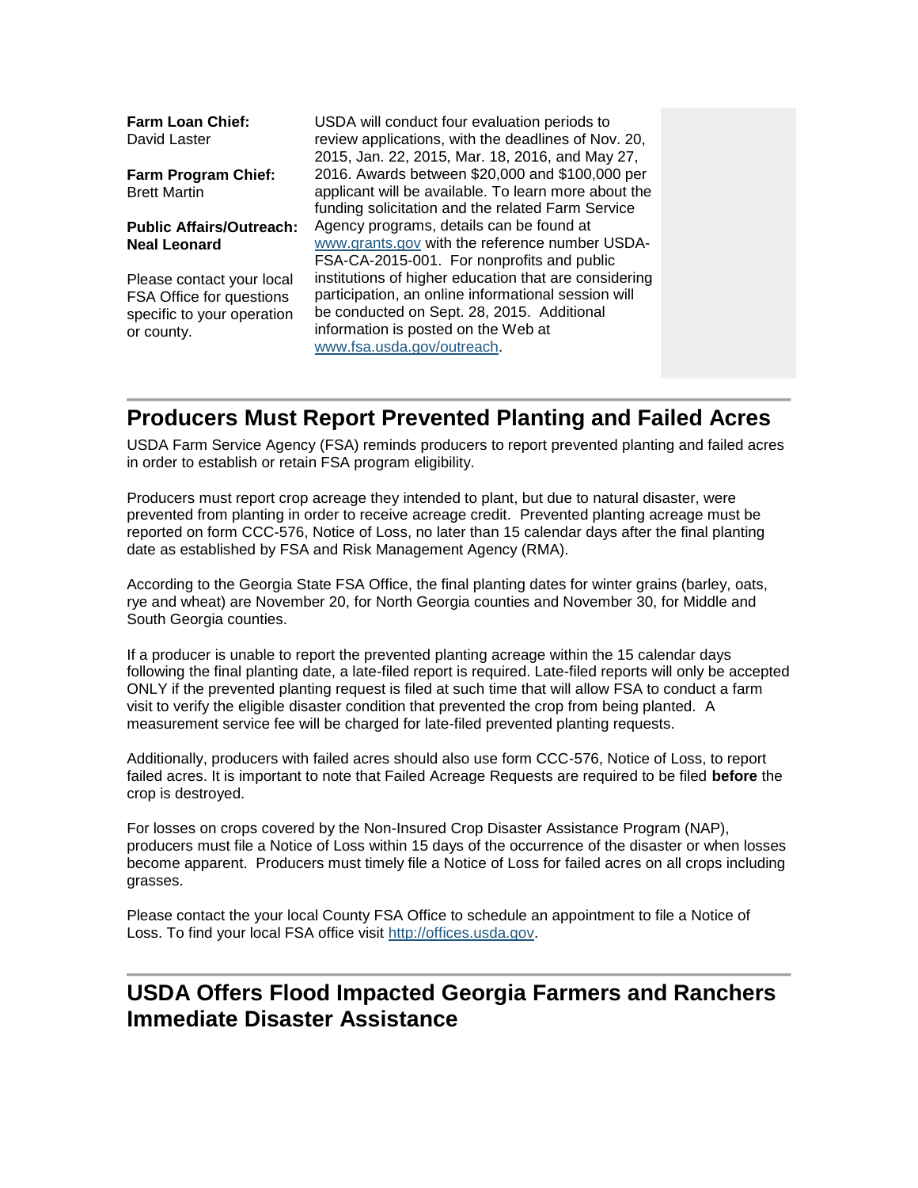**Farm Loan Chief:**
David Laster

**Farm Program Chief:**
Brett Martin

**Public Affairs/Outreach:**
**Neal Leonard**

Please contact your local FSA Office for questions specific to your operation or county.

USDA will conduct four evaluation periods to review applications, with the deadlines of Nov. 20, 2015, Jan. 22, 2015, Mar. 18, 2016, and May 27, 2016. Awards between $20,000 and $100,000 per applicant will be available. To learn more about the funding solicitation and the related Farm Service Agency programs, details can be found at www.grants.gov with the reference number USDA-FSA-CA-2015-001. For nonprofits and public institutions of higher education that are considering participation, an online informational session will be conducted on Sept. 28, 2015. Additional information is posted on the Web at www.fsa.usda.gov/outreach.

## Producers Must Report Prevented Planting and Failed Acres

USDA Farm Service Agency (FSA) reminds producers to report prevented planting and failed acres in order to establish or retain FSA program eligibility.

Producers must report crop acreage they intended to plant, but due to natural disaster, were prevented from planting in order to receive acreage credit. Prevented planting acreage must be reported on form CCC-576, Notice of Loss, no later than 15 calendar days after the final planting date as established by FSA and Risk Management Agency (RMA).

According to the Georgia State FSA Office, the final planting dates for winter grains (barley, oats, rye and wheat) are November 20, for North Georgia counties and November 30, for Middle and South Georgia counties.

If a producer is unable to report the prevented planting acreage within the 15 calendar days following the final planting date, a late-filed report is required. Late-filed reports will only be accepted ONLY if the prevented planting request is filed at such time that will allow FSA to conduct a farm visit to verify the eligible disaster condition that prevented the crop from being planted. A measurement service fee will be charged for late-filed prevented planting requests.

Additionally, producers with failed acres should also use form CCC-576, Notice of Loss, to report failed acres. It is important to note that Failed Acreage Requests are required to be filed **before** the crop is destroyed.

For losses on crops covered by the Non-Insured Crop Disaster Assistance Program (NAP), producers must file a Notice of Loss within 15 days of the occurrence of the disaster or when losses become apparent. Producers must timely file a Notice of Loss for failed acres on all crops including grasses.

Please contact the your local County FSA Office to schedule an appointment to file a Notice of Loss. To find your local FSA office visit http://offices.usda.gov.

## USDA Offers Flood Impacted Georgia Farmers and Ranchers Immediate Disaster Assistance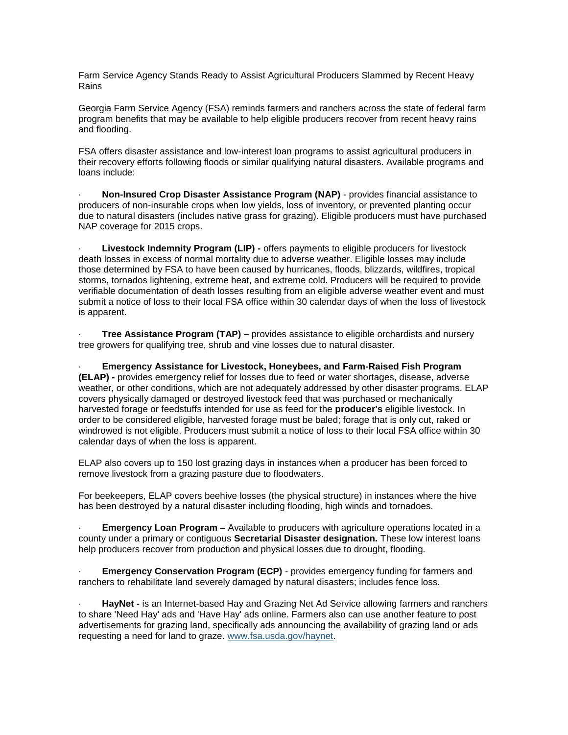Farm Service Agency Stands Ready to Assist Agricultural Producers Slammed by Recent Heavy Rains

Georgia Farm Service Agency (FSA) reminds farmers and ranchers across the state of federal farm program benefits that may be available to help eligible producers recover from recent heavy rains and flooding.

FSA offers disaster assistance and low-interest loan programs to assist agricultural producers in their recovery efforts following floods or similar qualifying natural disasters. Available programs and loans include:

- **Non-Insured Crop Disaster Assistance Program (NAP)** - provides financial assistance to producers of non-insurable crops when low yields, loss of inventory, or prevented planting occur due to natural disasters (includes native grass for grazing). Eligible producers must have purchased NAP coverage for 2015 crops.

- **Livestock Indemnity Program (LIP) -** offers payments to eligible producers for livestock death losses in excess of normal mortality due to adverse weather. Eligible losses may include those determined by FSA to have been caused by hurricanes, floods, blizzards, wildfires, tropical storms, tornados lightening, extreme heat, and extreme cold. Producers will be required to provide verifiable documentation of death losses resulting from an eligible adverse weather event and must submit a notice of loss to their local FSA office within 30 calendar days of when the loss of livestock is apparent.

- **Tree Assistance Program (TAP) –** provides assistance to eligible orchardists and nursery tree growers for qualifying tree, shrub and vine losses due to natural disaster.

- **Emergency Assistance for Livestock, Honeybees, and Farm-Raised Fish Program (ELAP) -** provides emergency relief for losses due to feed or water shortages, disease, adverse weather, or other conditions, which are not adequately addressed by other disaster programs. ELAP covers physically damaged or destroyed livestock feed that was purchased or mechanically harvested forage or feedstuffs intended for use as feed for the **producer's** eligible livestock. In order to be considered eligible, harvested forage must be baled; forage that is only cut, raked or windrowed is not eligible. Producers must submit a notice of loss to their local FSA office within 30 calendar days of when the loss is apparent.

ELAP also covers up to 150 lost grazing days in instances when a producer has been forced to remove livestock from a grazing pasture due to floodwaters.

For beekeepers, ELAP covers beehive losses (the physical structure) in instances where the hive has been destroyed by a natural disaster including flooding, high winds and tornadoes.

- **Emergency Loan Program –** Available to producers with agriculture operations located in a county under a primary or contiguous **Secretarial Disaster designation.** These low interest loans help producers recover from production and physical losses due to drought, flooding.

- **Emergency Conservation Program (ECP)** - provides emergency funding for farmers and ranchers to rehabilitate land severely damaged by natural disasters; includes fence loss.

- **HayNet -** is an Internet-based Hay and Grazing Net Ad Service allowing farmers and ranchers to share 'Need Hay' ads and 'Have Hay' ads online. Farmers also can use another feature to post advertisements for grazing land, specifically ads announcing the availability of grazing land or ads requesting a need for land to graze. [www.fsa.usda.gov/haynet](www.fsa.usda.gov/haynet).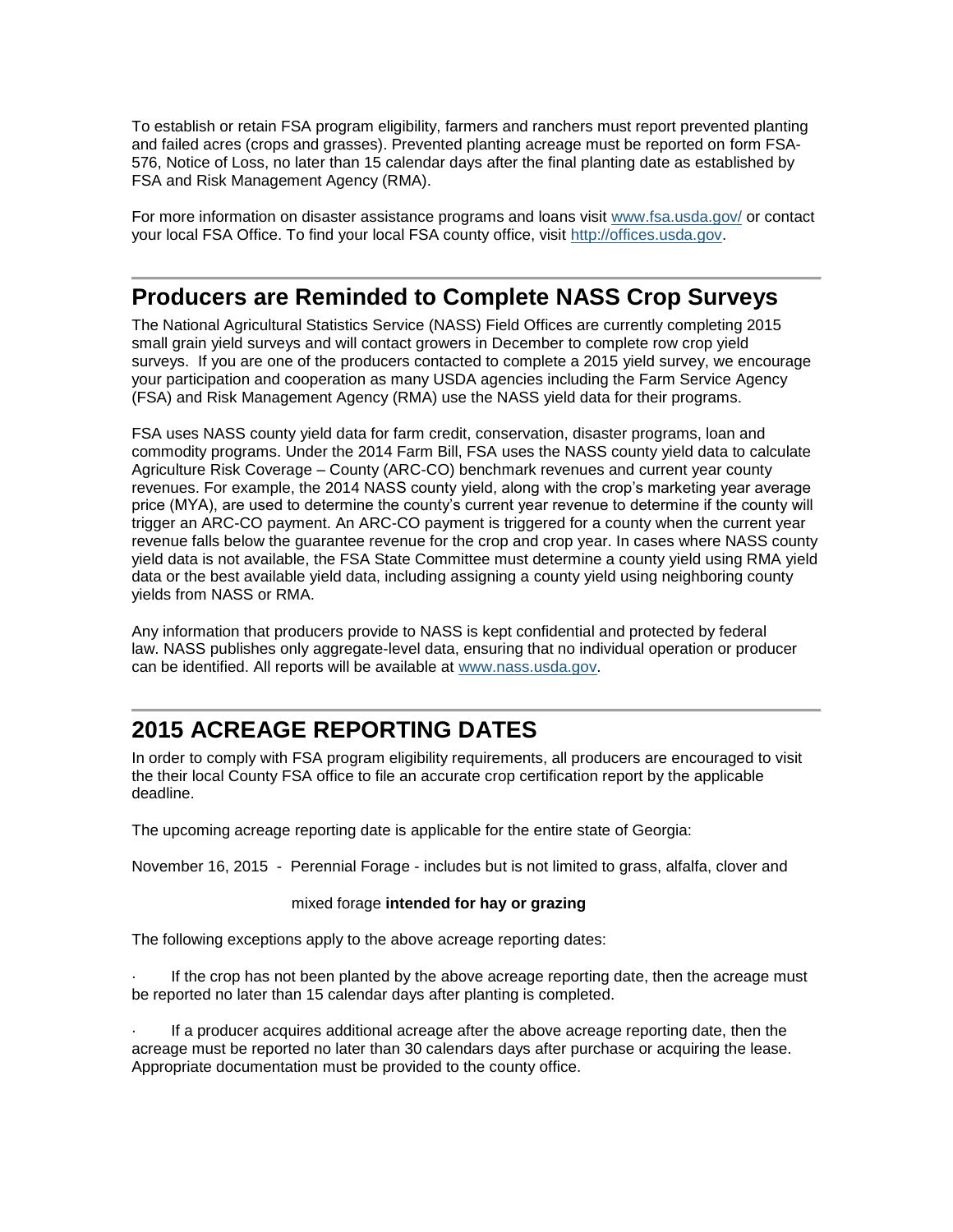To establish or retain FSA program eligibility, farmers and ranchers must report prevented planting and failed acres (crops and grasses). Prevented planting acreage must be reported on form FSA-576, Notice of Loss, no later than 15 calendar days after the final planting date as established by FSA and Risk Management Agency (RMA).

For more information on disaster assistance programs and loans visit [www.fsa.usda.gov/](www.fsa.usda.gov/) or contact your local FSA Office. To find your local FSA county office, visit [http://offices.usda.gov](http://offices.usda.gov).

---

## Producers are Reminded to Complete NASS Crop Surveys

The National Agricultural Statistics Service (NASS) Field Offices are currently completing 2015 small grain yield surveys and will contact growers in December to complete row crop yield surveys.  If you are one of the producers contacted to complete a 2015 yield survey, we encourage your participation and cooperation as many USDA agencies including the Farm Service Agency (FSA) and Risk Management Agency (RMA) use the NASS yield data for their programs.

FSA uses NASS county yield data for farm credit, conservation, disaster programs, loan and commodity programs. Under the 2014 Farm Bill, FSA uses the NASS county yield data to calculate Agriculture Risk Coverage – County (ARC-CO) benchmark revenues and current year county revenues. For example, the 2014 NASS county yield, along with the crop's marketing year average price (MYA), are used to determine the county's current year revenue to determine if the county will trigger an ARC-CO payment. An ARC-CO payment is triggered for a county when the current year revenue falls below the guarantee revenue for the crop and crop year. In cases where NASS county yield data is not available, the FSA State Committee must determine a county yield using RMA yield data or the best available yield data, including assigning a county yield using neighboring county yields from NASS or RMA.

Any information that producers provide to NASS is kept confidential and protected by federal law. NASS publishes only aggregate-level data, ensuring that no individual operation or producer can be identified. All reports will be available at [www.nass.usda.gov](www.nass.usda.gov).

---

## 2015 ACREAGE REPORTING DATES

In order to comply with FSA program eligibility requirements, all producers are encouraged to visit the their local County FSA office to file an accurate crop certification report by the applicable deadline.

The upcoming acreage reporting date is applicable for the entire state of Georgia:

November 16, 2015  -  Perennial Forage - includes but is not limited to grass, alfalfa, clover and mixed forage **intended for hay or grazing**

The following exceptions apply to the above acreage reporting dates:

- If the crop has not been planted by the above acreage reporting date, then the acreage must be reported no later than 15 calendar days after planting is completed.
- If a producer acquires additional acreage after the above acreage reporting date, then the acreage must be reported no later than 30 calendars days after purchase or acquiring the lease. Appropriate documentation must be provided to the county office.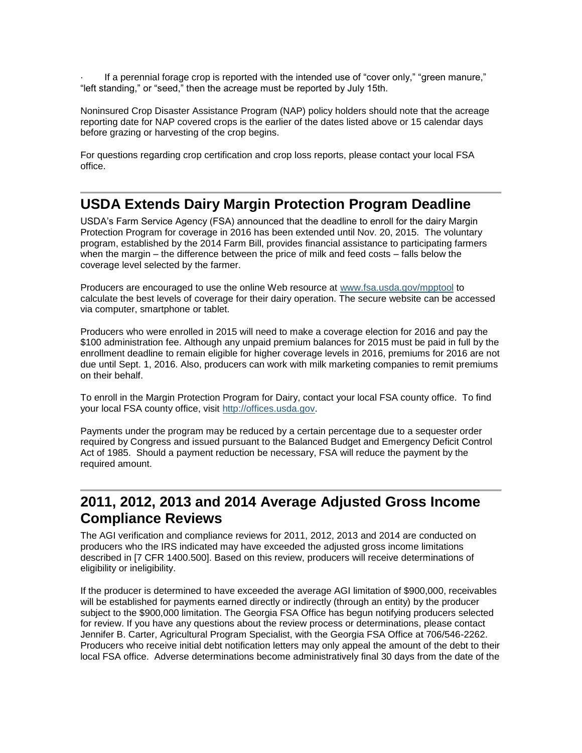- If a perennial forage crop is reported with the intended use of “cover only,” “green manure,” “left standing,” or “seed,” then the acreage must be reported by July 15th.

Noninsured Crop Disaster Assistance Program (NAP) policy holders should note that the acreage reporting date for NAP covered crops is the earlier of the dates listed above or 15 calendar days before grazing or harvesting of the crop begins.

For questions regarding crop certification and crop loss reports, please contact your local FSA office.

---

## USDA Extends Dairy Margin Protection Program Deadline

USDA’s Farm Service Agency (FSA) announced that the deadline to enroll for the dairy Margin Protection Program for coverage in 2016 has been extended until Nov. 20, 2015. The voluntary program, established by the 2014 Farm Bill, provides financial assistance to participating farmers when the margin – the difference between the price of milk and feed costs – falls below the coverage level selected by the farmer.

Producers are encouraged to use the online Web resource at [www.fsa.usda.gov/mpptool](www.fsa.usda.gov/mpptool) to calculate the best levels of coverage for their dairy operation. The secure website can be accessed via computer, smartphone or tablet.

Producers who were enrolled in 2015 will need to make a coverage election for 2016 and pay the $100 administration fee. Although any unpaid premium balances for 2015 must be paid in full by the enrollment deadline to remain eligible for higher coverage levels in 2016, premiums for 2016 are not due until Sept. 1, 2016. Also, producers can work with milk marketing companies to remit premiums on their behalf.

To enroll in the Margin Protection Program for Dairy, contact your local FSA county office. To find your local FSA county office, visit [http://offices.usda.gov](http://offices.usda.gov).

Payments under the program may be reduced by a certain percentage due to a sequester order required by Congress and issued pursuant to the Balanced Budget and Emergency Deficit Control Act of 1985. Should a payment reduction be necessary, FSA will reduce the payment by the required amount.

---

## 2011, 2012, 2013 and 2014 Average Adjusted Gross Income Compliance Reviews

The AGI verification and compliance reviews for 2011, 2012, 2013 and 2014 are conducted on producers who the IRS indicated may have exceeded the adjusted gross income limitations described in [7 CFR 1400.500]. Based on this review, producers will receive determinations of eligibility or ineligibility.

If the producer is determined to have exceeded the average AGI limitation of $900,000, receivables will be established for payments earned directly or indirectly (through an entity) by the producer subject to the $900,000 limitation. The Georgia FSA Office has begun notifying producers selected for review. If you have any questions about the review process or determinations, please contact Jennifer B. Carter, Agricultural Program Specialist, with the Georgia FSA Office at 706/546-2262. Producers who receive initial debt notification letters may only appeal the amount of the debt to their local FSA office. Adverse determinations become administratively final 30 days from the date of the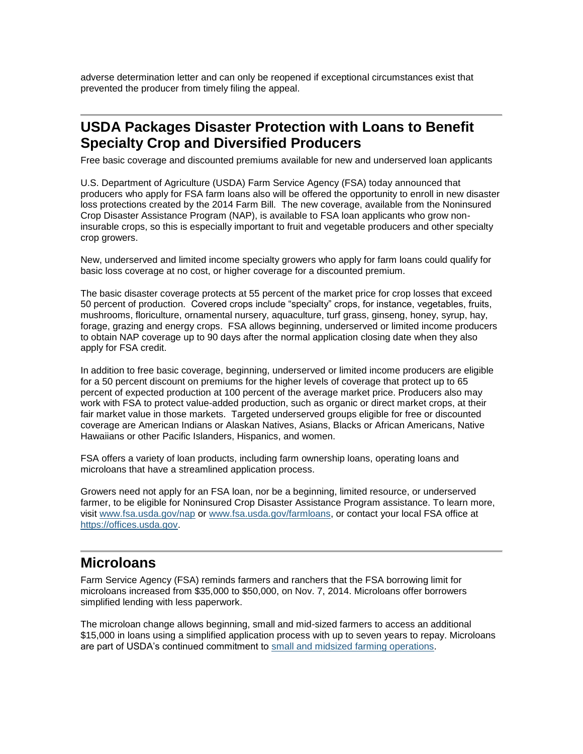adverse determination letter and can only be reopened if exceptional circumstances exist that prevented the producer from timely filing the appeal.

---

## USDA Packages Disaster Protection with Loans to Benefit Specialty Crop and Diversified Producers

Free basic coverage and discounted premiums available for new and underserved loan applicants

U.S. Department of Agriculture (USDA) Farm Service Agency (FSA) today announced that producers who apply for FSA farm loans also will be offered the opportunity to enroll in new disaster loss protections created by the 2014 Farm Bill. The new coverage, available from the Noninsured Crop Disaster Assistance Program (NAP), is available to FSA loan applicants who grow non-insurable crops, so this is especially important to fruit and vegetable producers and other specialty crop growers.

New, underserved and limited income specialty growers who apply for farm loans could qualify for basic loss coverage at no cost, or higher coverage for a discounted premium.

The basic disaster coverage protects at 55 percent of the market price for crop losses that exceed 50 percent of production. Covered crops include "specialty" crops, for instance, vegetables, fruits, mushrooms, floriculture, ornamental nursery, aquaculture, turf grass, ginseng, honey, syrup, hay, forage, grazing and energy crops. FSA allows beginning, underserved or limited income producers to obtain NAP coverage up to 90 days after the normal application closing date when they also apply for FSA credit.

In addition to free basic coverage, beginning, underserved or limited income producers are eligible for a 50 percent discount on premiums for the higher levels of coverage that protect up to 65 percent of expected production at 100 percent of the average market price. Producers also may work with FSA to protect value-added production, such as organic or direct market crops, at their fair market value in those markets. Targeted underserved groups eligible for free or discounted coverage are American Indians or Alaskan Natives, Asians, Blacks or African Americans, Native Hawaiians or other Pacific Islanders, Hispanics, and women.

FSA offers a variety of loan products, including farm ownership loans, operating loans and microloans that have a streamlined application process.

Growers need not apply for an FSA loan, nor be a beginning, limited resource, or underserved farmer, to be eligible for Noninsured Crop Disaster Assistance Program assistance. To learn more, visit [www.fsa.usda.gov/nap](http://www.fsa.usda.gov/nap) or [www.fsa.usda.gov/farmloans](http://www.fsa.usda.gov/farmloans), or contact your local FSA office at [https://offices.usda.gov](https://offices.usda.gov).

---

## Microloans

Farm Service Agency (FSA) reminds farmers and ranchers that the FSA borrowing limit for microloans increased from $35,000 to $50,000, on Nov. 7, 2014. Microloans offer borrowers simplified lending with less paperwork.

The microloan change allows beginning, small and mid-sized farmers to access an additional $15,000 in loans using a simplified application process with up to seven years to repay. Microloans are part of USDA's continued commitment to small and midsized farming operations.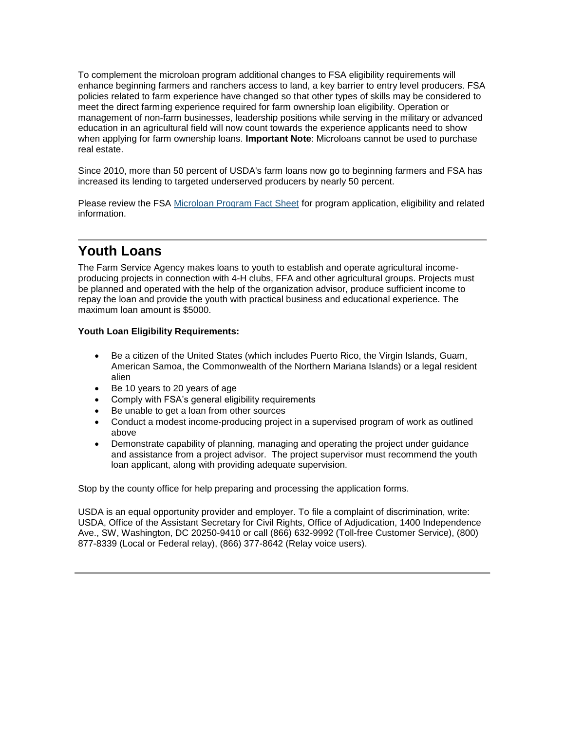To complement the microloan program additional changes to FSA eligibility requirements will enhance beginning farmers and ranchers access to land, a key barrier to entry level producers. FSA policies related to farm experience have changed so that other types of skills may be considered to meet the direct farming experience required for farm ownership loan eligibility. Operation or management of non-farm businesses, leadership positions while serving in the military or advanced education in an agricultural field will now count towards the experience applicants need to show when applying for farm ownership loans. **Important Note**: Microloans cannot be used to purchase real estate.

Since 2010, more than 50 percent of USDA's farm loans now go to beginning farmers and FSA has increased its lending to targeted underserved producers by nearly 50 percent.

Please review the FSA Microloan Program Fact Sheet for program application, eligibility and related information.

---

## Youth Loans

The Farm Service Agency makes loans to youth to establish and operate agricultural income-producing projects in connection with 4-H clubs, FFA and other agricultural groups. Projects must be planned and operated with the help of the organization advisor, produce sufficient income to repay the loan and provide the youth with practical business and educational experience. The maximum loan amount is $5000.

**Youth Loan Eligibility Requirements:**

- Be a citizen of the United States (which includes Puerto Rico, the Virgin Islands, Guam, American Samoa, the Commonwealth of the Northern Mariana Islands) or a legal resident alien
- Be 10 years to 20 years of age
- Comply with FSA's general eligibility requirements
- Be unable to get a loan from other sources
- Conduct a modest income-producing project in a supervised program of work as outlined above
- Demonstrate capability of planning, managing and operating the project under guidance and assistance from a project advisor. The project supervisor must recommend the youth loan applicant, along with providing adequate supervision.

Stop by the county office for help preparing and processing the application forms.

USDA is an equal opportunity provider and employer. To file a complaint of discrimination, write: USDA, Office of the Assistant Secretary for Civil Rights, Office of Adjudication, 1400 Independence Ave., SW, Washington, DC 20250-9410 or call (866) 632-9992 (Toll-free Customer Service), (800) 877-8339 (Local or Federal relay), (866) 377-8642 (Relay voice users).